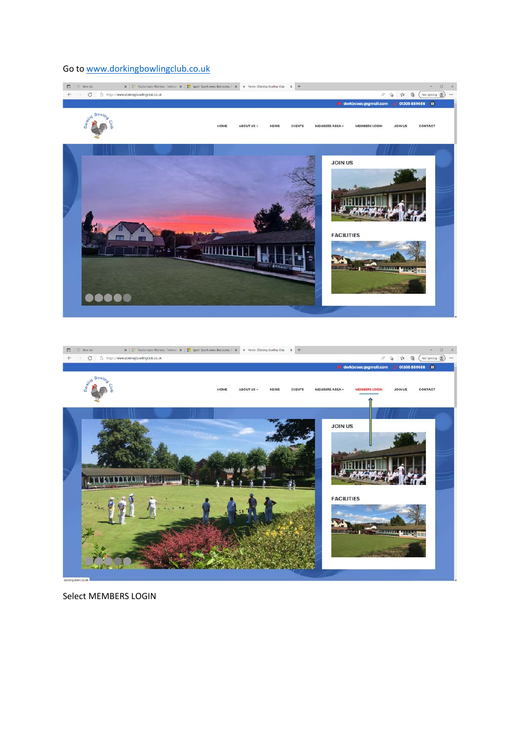Go to [www.dorkingbowlingclub.co.uk](http://www.dorkingbowlingclub.co.uk)

Select MEMBERS LOGIN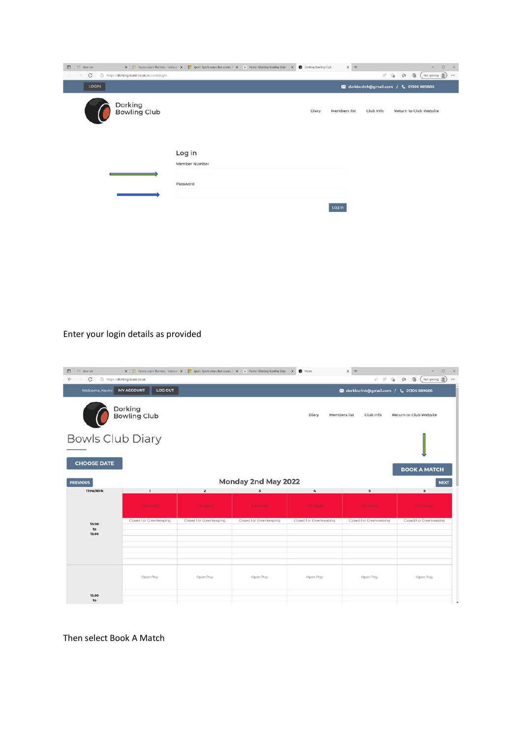Enter your login details as provided

Then select Book A Match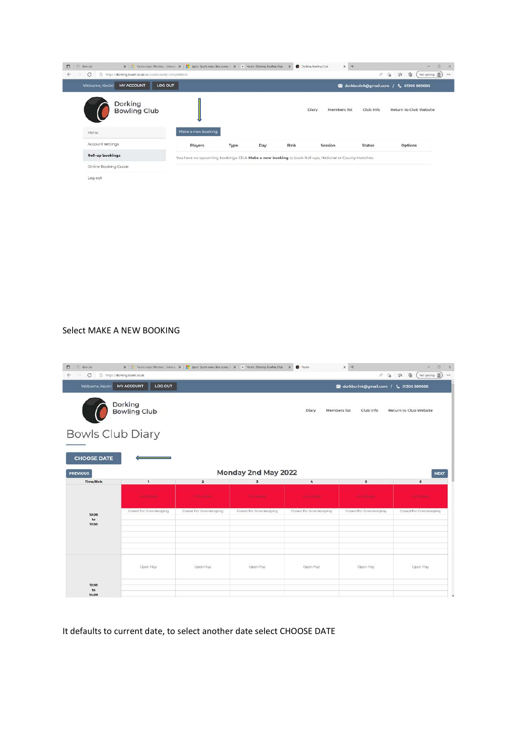Select MAKE A NEW BOOKING

It defaults to current date, to select another date select CHOOSE DATE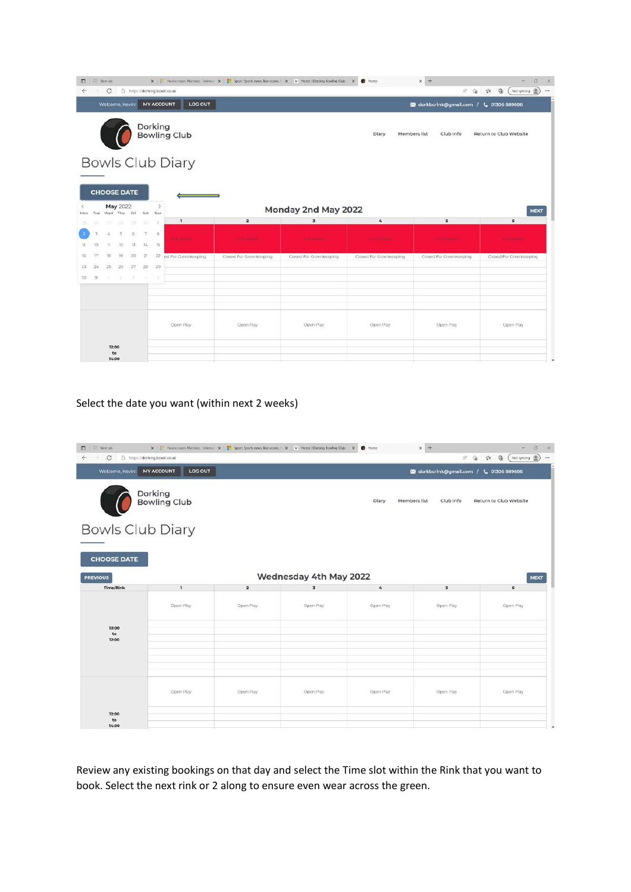Select the date you want (within next 2 weeks)

Review any existing bookings on that day and select the Time slot within the Rink that you want to book. Select the next rink or 2 along to ensure even wear across the green.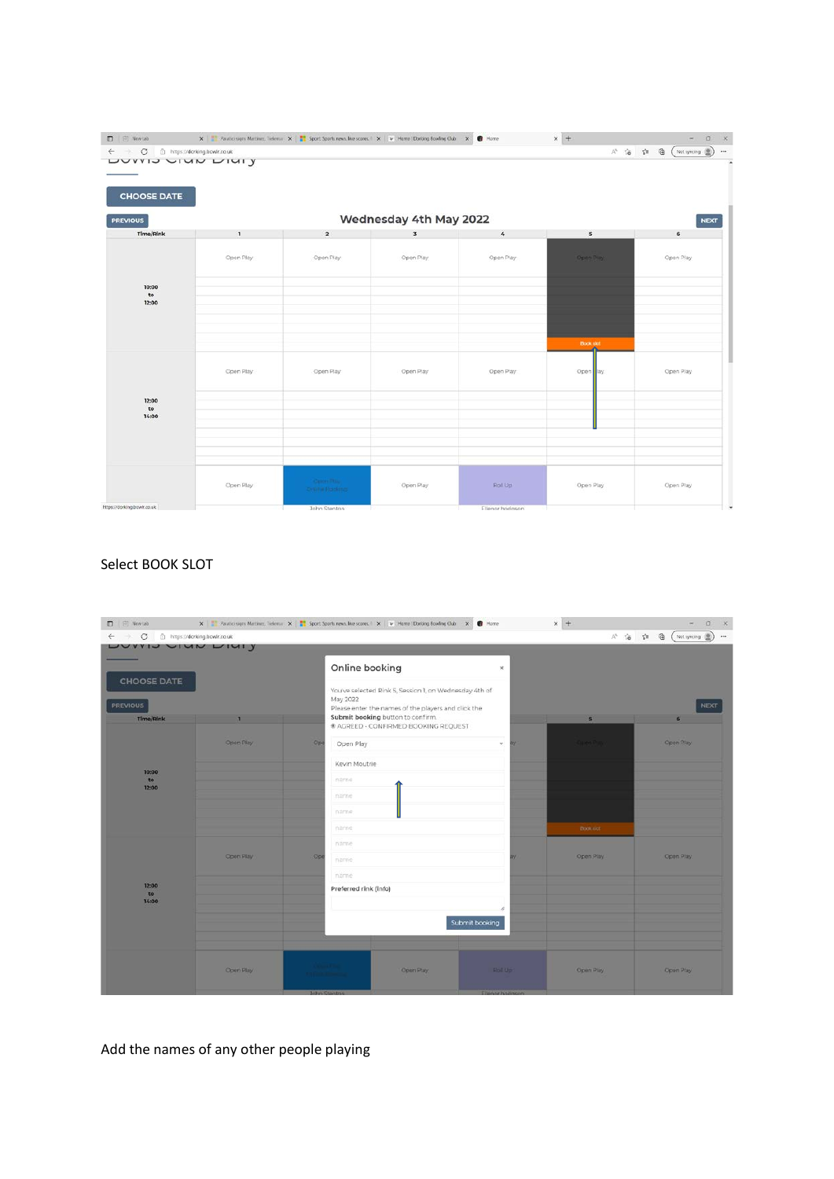Select BOOK SLOT

Add the names of any other people playing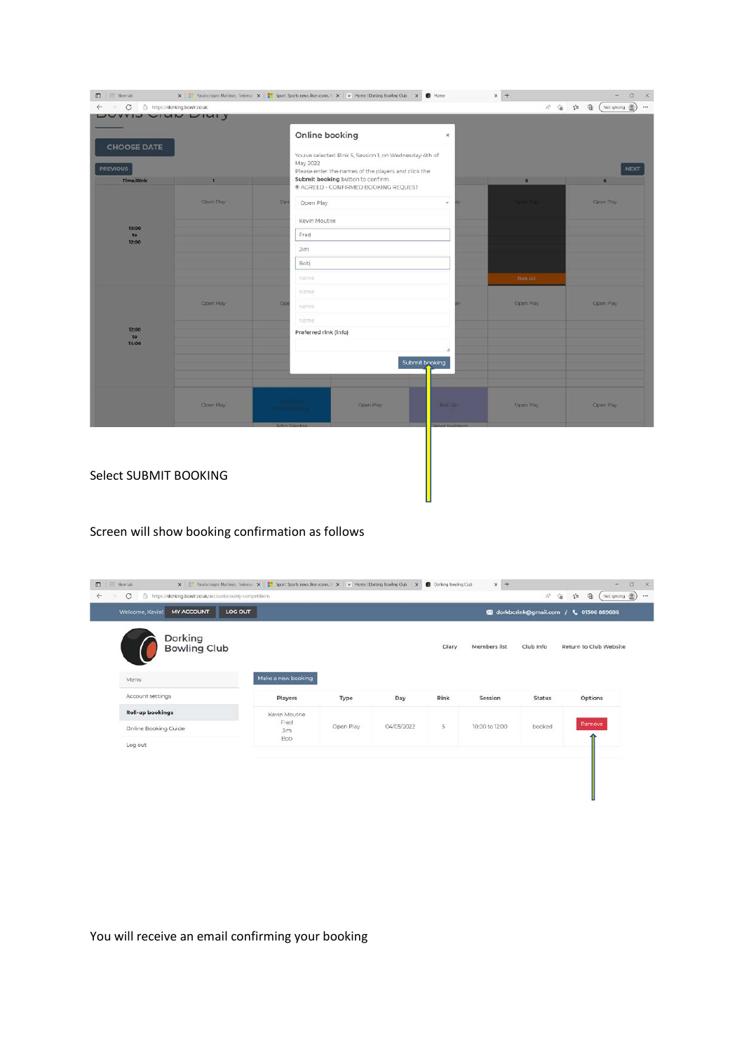Select SUBMIT BOOKING

Screen will show booking confirmation as follows

You will receive an email confirming your booking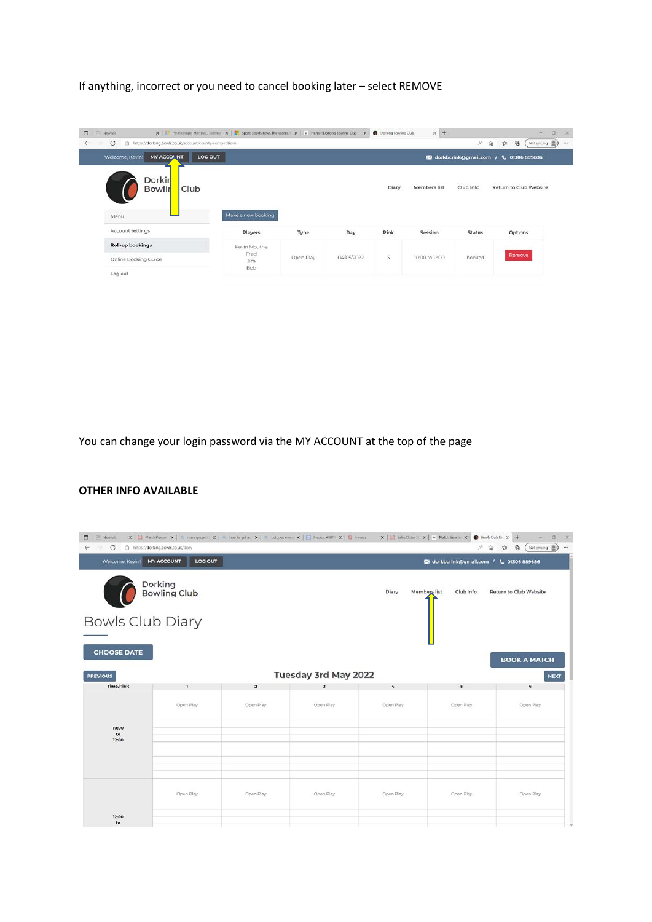If anything, incorrect or you need to cancel booking later – select REMOVE

You can change your login password via the MY ACCOUNT at the top of the page

**OTHER INFO AVAILABLE**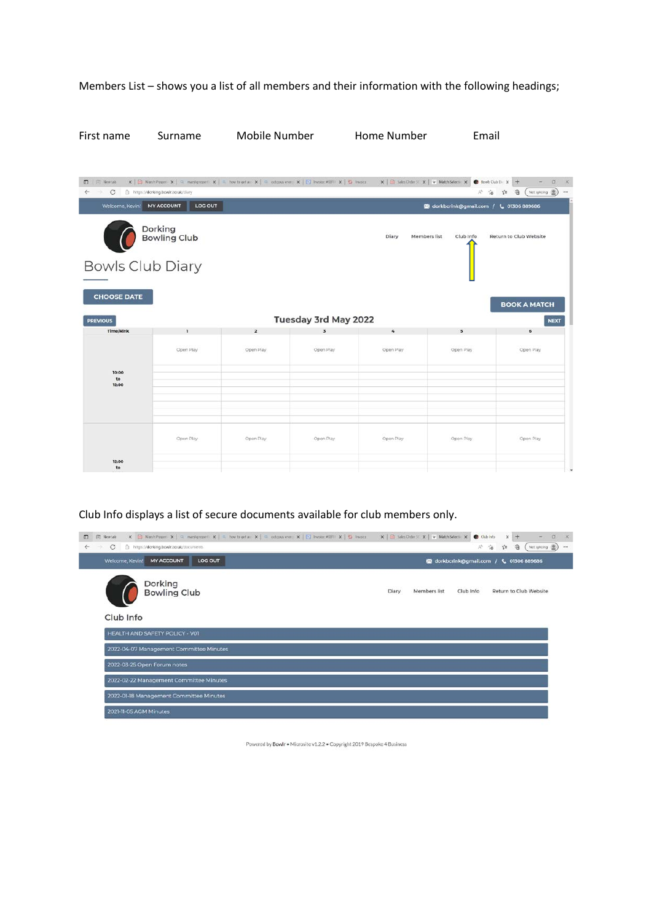Members List – shows you a list of all members and their information with the following headings;

First name    Surname    Mobile Number    Home Number    Email

Club Info displays a list of secure documents available for club members only.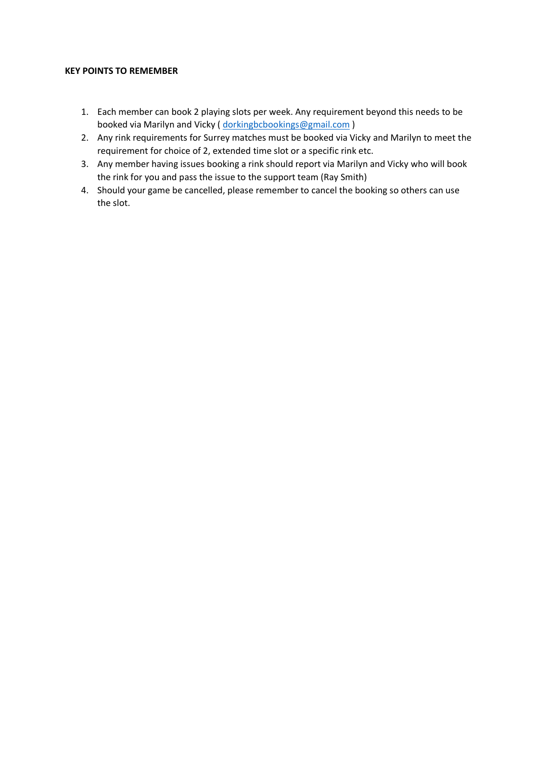**KEY POINTS TO REMEMBER**

1. Each member can book 2 playing slots per week. Any requirement beyond this needs to be booked via Marilyn and Vicky ( dorkingbcbookings@gmail.com )
2. Any rink requirements for Surrey matches must be booked via Vicky and Marilyn to meet the requirement for choice of 2, extended time slot or a specific rink etc.
3. Any member having issues booking a rink should report via Marilyn and Vicky who will book the rink for you and pass the issue to the support team (Ray Smith)
4. Should your game be cancelled, please remember to cancel the booking so others can use the slot.